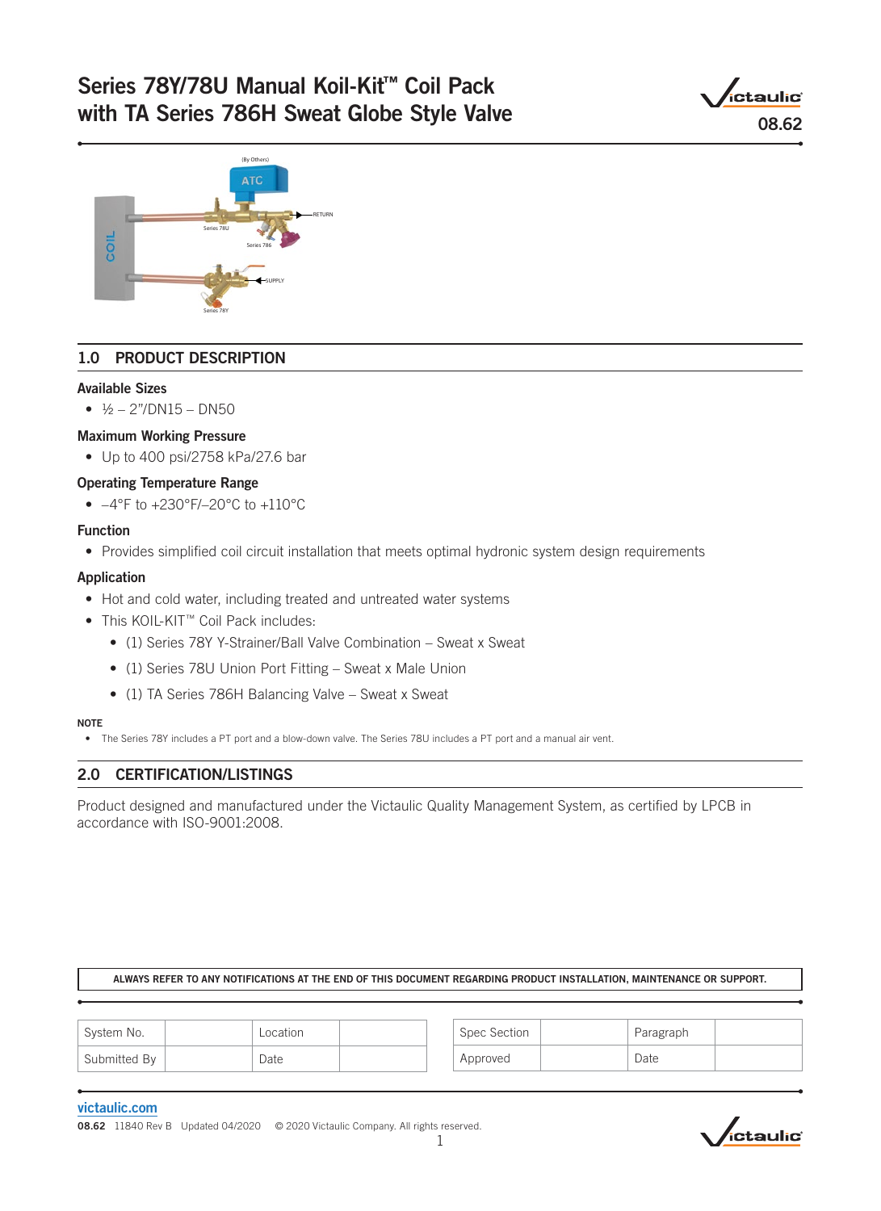# Series 78Y/78U Manual Koil-Kit™ Coil Pack with TA Series 786H Sweat Globe Style Valve

08.62

## 1.0 PRODUCT DESCRIPTION

### Available Sizes

- ½ – 2"/DN15 – DN50

### Maximum Working Pressure

- Up to 400 psi/2758 kPa/27.6 bar

### Operating Temperature Range

- –4°F to +230°F/–20°C to +110°C

### Function

- Provides simplified coil circuit installation that meets optimal hydronic system design requirements

### Application

- Hot and cold water, including treated and untreated water systems
- This KOIL-KIT™ Coil Pack includes:
  - (1) Series 78Y Y-Strainer/Ball Valve Combination – Sweat x Sweat
  - (1) Series 78U Union Port Fitting – Sweat x Male Union
  - (1) TA Series 786H Balancing Valve – Sweat x Sweat

**NOTE**

- The Series 78Y includes a PT port and a blow-down valve. The Series 78U includes a PT port and a manual air vent.

## 2.0 CERTIFICATION/LISTINGS

Product designed and manufactured under the Victaulic Quality Management System, as certified by LPCB in accordance with ISO-9001:2008.

**ALWAYS REFER TO ANY NOTIFICATIONS AT THE END OF THIS DOCUMENT REGARDING PRODUCT INSTALLATION, MAINTENANCE OR SUPPORT.**

| System No. | | Location | |
|---|---|---|---|
| Submitted By | | Date | |

| Spec Section | | Paragraph | |
|---|---|---|---|
| Approved | | Date | |

victaulic.com

08.62 11840 Rev B Updated 04/2020 © 2020 Victaulic Company. All rights reserved.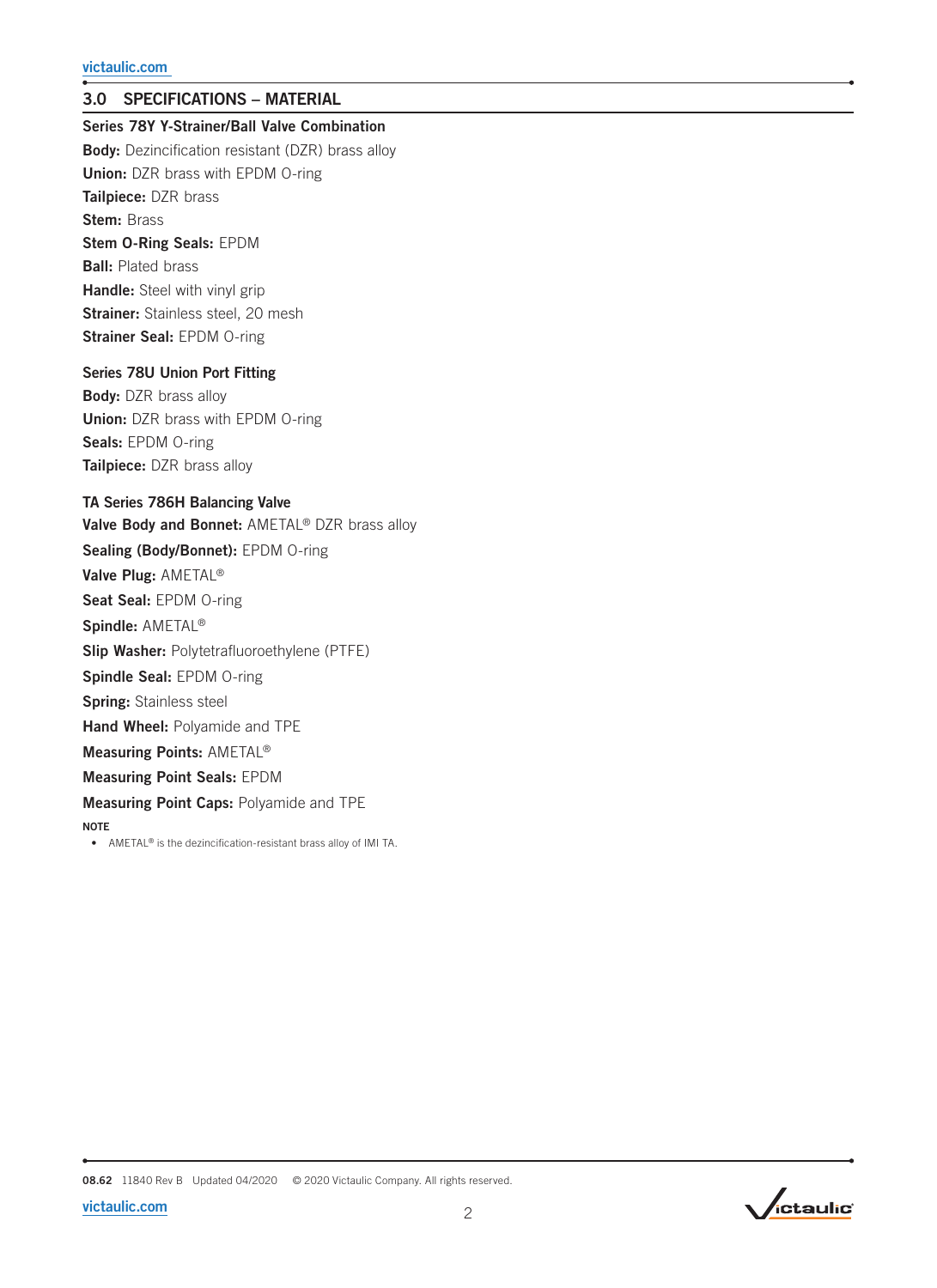## 3.0 SPECIFICATIONS – MATERIAL

**Series 78Y Y-Strainer/Ball Valve Combination**

**Body:** Dezincification resistant (DZR) brass alloy

**Union:** DZR brass with EPDM O-ring

**Tailpiece:** DZR brass

**Stem:** Brass

**Stem O-Ring Seals:** EPDM

**Ball:** Plated brass

**Handle:** Steel with vinyl grip

**Strainer:** Stainless steel, 20 mesh

**Strainer Seal:** EPDM O-ring

**Series 78U Union Port Fitting**

**Body:** DZR brass alloy

**Union:** DZR brass with EPDM O-ring

**Seals:** EPDM O-ring

**Tailpiece:** DZR brass alloy

**TA Series 786H Balancing Valve**

**Valve Body and Bonnet:** AMETAL® DZR brass alloy

**Sealing (Body/Bonnet):** EPDM O-ring

**Valve Plug:** AMETAL®

**Seat Seal:** EPDM O-ring

**Spindle:** AMETAL®

**Slip Washer:** Polytetrafluoroethylene (PTFE)

**Spindle Seal:** EPDM O-ring

**Spring:** Stainless steel

**Hand Wheel:** Polyamide and TPE

**Measuring Points:** AMETAL®

**Measuring Point Seals:** EPDM

**Measuring Point Caps:** Polyamide and TPE

**NOTE**

- AMETAL® is the dezincification-resistant brass alloy of IMI TA.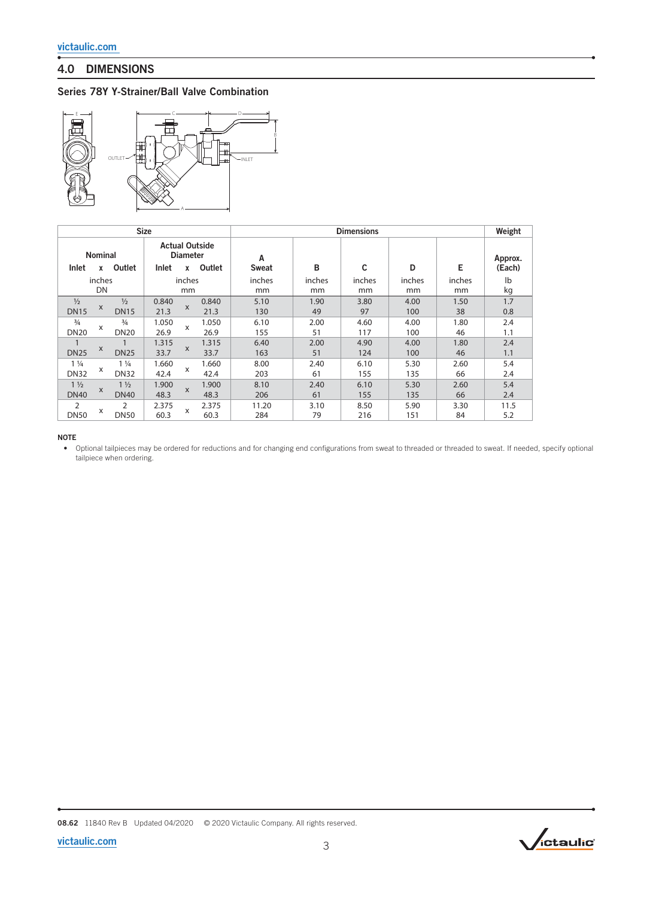## 4.0 DIMENSIONS

### Series 78Y Y-Strainer/Ball Valve Combination

| Size | | | | | | Dimensions | | | | | Weight |
|---|---|---|---|---|---|---|---|---|---|---|---|
| Nominal | | | Actual Outside Diameter | | | A | B | C | D | E | Approx. (Each) |
| Inlet | x | Outlet | Inlet | x | Outlet | Sweat | | | | | |
| inches DN | | | inches mm | | | inches mm | inches mm | inches mm | inches mm | inches mm | lb kg |
| ½ DN15 | x | ½ DN15 | 0.840 21.3 | x | 0.840 21.3 | 5.10 130 | 1.90 49 | 3.80 97 | 4.00 100 | 1.50 38 | 1.7 0.8 |
| ¾ DN20 | x | ¾ DN20 | 1.050 26.9 | x | 1.050 26.9 | 6.10 155 | 2.00 51 | 4.60 117 | 4.00 100 | 1.80 46 | 2.4 1.1 |
| 1 DN25 | x | 1 DN25 | 1.315 33.7 | x | 1.315 33.7 | 6.40 163 | 2.00 51 | 4.90 124 | 4.00 100 | 1.80 46 | 2.4 1.1 |
| 1 ¼ DN32 | x | 1 ¼ DN32 | 1.660 42.4 | x | 1.660 42.4 | 8.00 203 | 2.40 61 | 6.10 155 | 5.30 135 | 2.60 66 | 5.4 2.4 |
| 1 ½ DN40 | x | 1 ½ DN40 | 1.900 48.3 | x | 1.900 48.3 | 8.10 206 | 2.40 61 | 6.10 155 | 5.30 135 | 2.60 66 | 5.4 2.4 |
| 2 DN50 | x | 2 DN50 | 2.375 60.3 | x | 2.375 60.3 | 11.20 284 | 3.10 79 | 8.50 216 | 5.90 151 | 3.30 84 | 11.5 5.2 |

**NOTE**

- Optional tailpieces may be ordered for reductions and for changing end configurations from sweat to threaded or threaded to sweat. If needed, specify optional tailpiece when ordering.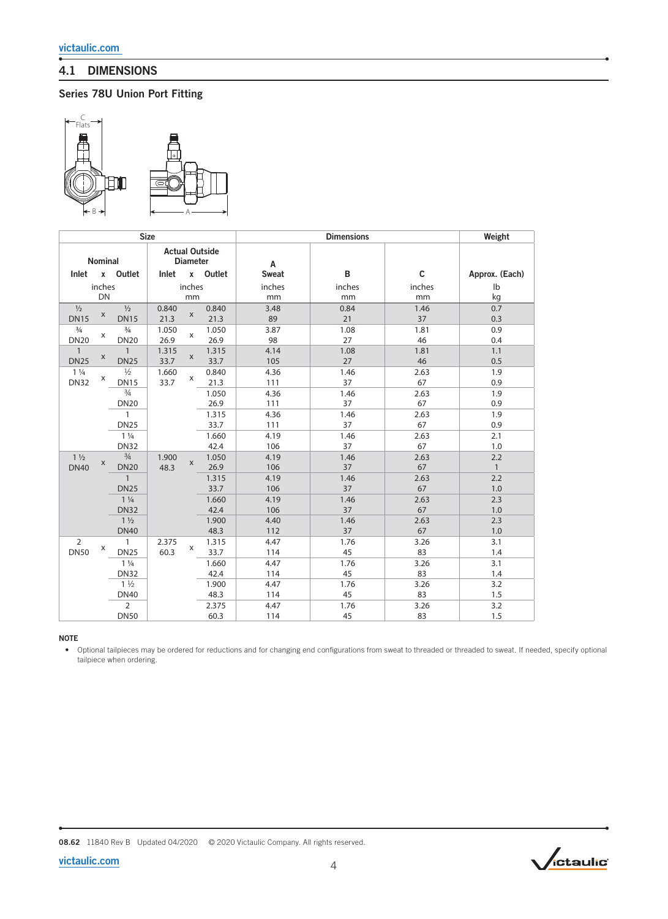## 4.1 DIMENSIONS

### Series 78U Union Port Fitting

| Size | | | | Dimensions | | | Weight |
|---|---|---|---|---|---|---|---|
| Nominal | | Actual Outside Diameter | | | | | |
| Inlet x Outlet | | Inlet x Outlet | | A Sweat | B | C | Approx. (Each) |
| inches DN | | inches mm | | inches mm | inches mm | inches mm | lb kg |
| ½ DN15 | x ½ DN15 | 0.840 21.3 | x 0.840 21.3 | 3.48 89 | 0.84 21 | 1.46 37 | 0.7 0.3 |
| ¾ DN20 | x ¾ DN20 | 1.050 26.9 | x 1.050 26.9 | 3.87 98 | 1.08 27 | 1.81 46 | 0.9 0.4 |
| 1 DN25 | x 1 DN25 | 1.315 33.7 | x 1.315 33.7 | 4.14 105 | 1.08 27 | 1.81 46 | 1.1 0.5 |
| 1 ¼ DN32 | x ½ DN15 | 1.660 33.7 | x 0.840 21.3 | 4.36 111 | 1.46 37 | 2.63 67 | 1.9 0.9 |
| | ¾ DN20 | | 1.050 26.9 | 4.36 111 | 1.46 37 | 2.63 67 | 1.9 0.9 |
| | 1 DN25 | | 1.315 33.7 | 4.36 111 | 1.46 37 | 2.63 67 | 1.9 0.9 |
| | 1 ¼ DN32 | | 1.660 42.4 | 4.19 106 | 1.46 37 | 2.63 67 | 2.1 1.0 |
| 1 ½ DN40 | x ¾ DN20 | 1.900 48.3 | x 1.050 26.9 | 4.19 106 | 1.46 37 | 2.63 67 | 2.2 1 |
| | 1 DN25 | | 1.315 33.7 | 4.19 106 | 1.46 37 | 2.63 67 | 2.2 1.0 |
| | 1 ¼ DN32 | | 1.660 42.4 | 4.19 106 | 1.46 37 | 2.63 67 | 2.3 1.0 |
| | 1 ½ DN40 | | 1.900 48.3 | 4.40 112 | 1.46 37 | 2.63 67 | 2.3 1.0 |
| 2 DN50 | x 1 DN25 | 2.375 60.3 | x 1.315 33.7 | 4.47 114 | 1.76 45 | 3.26 83 | 3.1 1.4 |
| | 1 ¼ DN32 | | 1.660 42.4 | 4.47 114 | 1.76 45 | 3.26 83 | 3.1 1.4 |
| | 1 ½ DN40 | | 1.900 48.3 | 4.47 114 | 1.76 45 | 3.26 83 | 3.2 1.5 |
| | 2 DN50 | | 2.375 60.3 | 4.47 114 | 1.76 45 | 3.26 83 | 3.2 1.5 |

**NOTE**

- Optional tailpieces may be ordered for reductions and for changing end configurations from sweat to threaded or threaded to sweat. If needed, specify optional tailpiece when ordering.

**08.62** 11840 Rev B Updated 04/2020 © 2020 Victaulic Company. All rights reserved.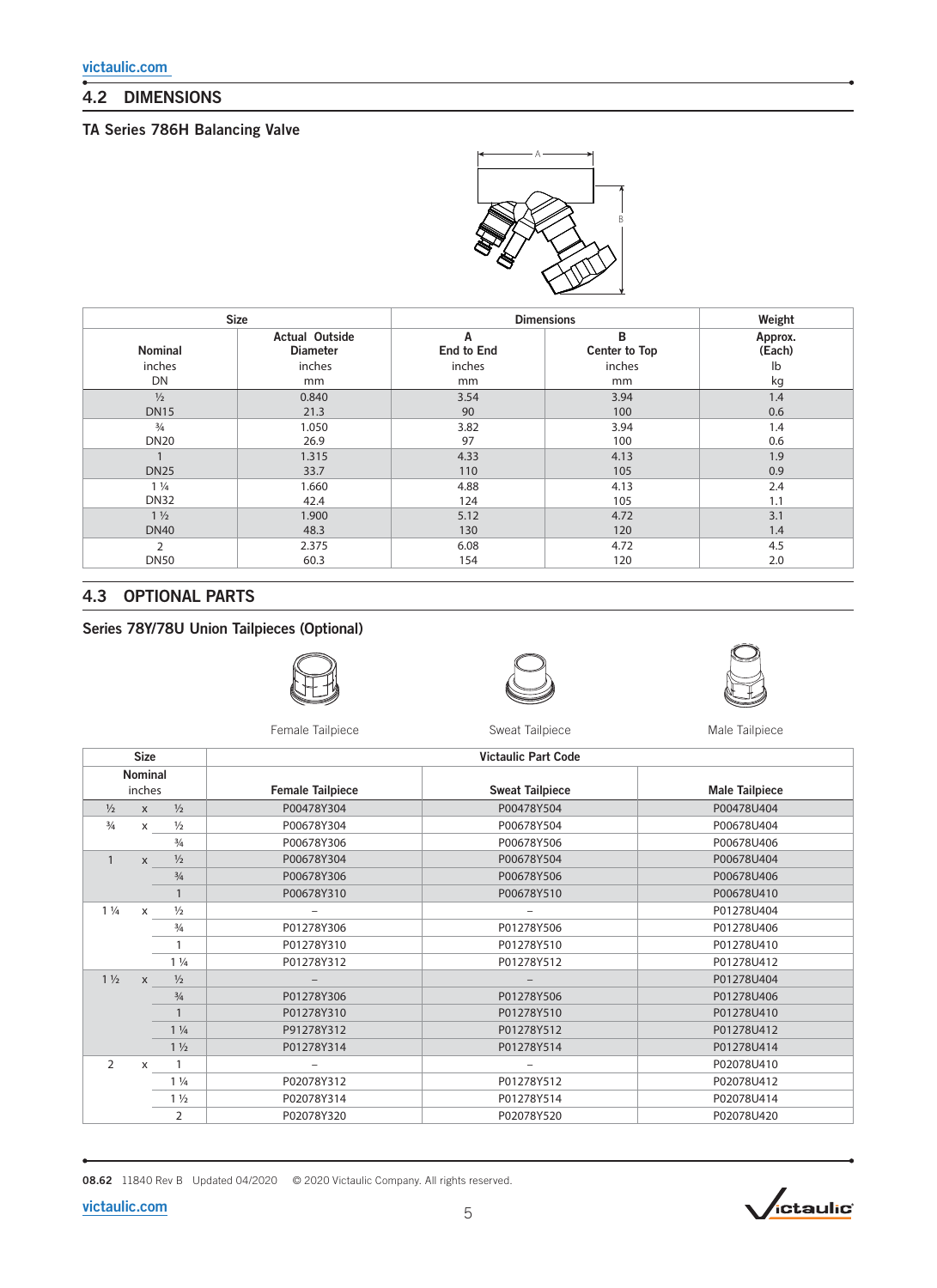## 4.2 DIMENSIONS

### TA Series 786H Balancing Valve

| Size | | Dimensions | | Weight |
|---|---|---|---|---|
| Nominal inches DN | Actual Outside Diameter inches mm | A End to End inches mm | B Center to Top inches mm | Approx. (Each) lb kg |
| ½ DN15 | 0.840 21.3 | 3.54 90 | 3.94 100 | 1.4 0.6 |
| ¾ DN20 | 1.050 26.9 | 3.82 97 | 3.94 100 | 1.4 0.6 |
| 1 DN25 | 1.315 33.7 | 4.33 110 | 4.13 105 | 1.9 0.9 |
| 1 ¼ DN32 | 1.660 42.4 | 4.88 124 | 4.13 105 | 2.4 1.1 |
| 1 ½ DN40 | 1.900 48.3 | 5.12 130 | 4.72 120 | 3.1 1.4 |
| 2 DN50 | 2.375 60.3 | 6.08 154 | 4.72 120 | 4.5 2.0 |

## 4.3 OPTIONAL PARTS

### Series 78Y/78U Union Tailpieces (Optional)

Female Tailpiece

Sweat Tailpiece

Male Tailpiece

| Size | Victaulic Part Code | | |
|---|---|---|---|
| Nominal inches | Female Tailpiece | Sweat Tailpiece | Male Tailpiece |
| ½ x ½ | P00478Y304 | P00478Y504 | P00478U404 |
| ¾ x ½ | P00678Y304 | P00678Y504 | P00678U404 |
| ¾ | P00678Y306 | P00678Y506 | P00678U406 |
| 1 x ½ | P00678Y304 | P00678Y504 | P00678U404 |
| ¾ | P00678Y306 | P00678Y506 | P00678U406 |
| 1 | P00678Y310 | P00678Y510 | P00678U410 |
| 1 ¼ x ½ | – | – | P01278U404 |
| ¾ | P01278Y306 | P01278Y506 | P01278U406 |
| 1 | P01278Y310 | P01278Y510 | P01278U410 |
| 1 ¼ | P01278Y312 | P01278Y512 | P01278U412 |
| 1 ½ x ½ | – | – | P01278U404 |
| ¾ | P01278Y306 | P01278Y506 | P01278U406 |
| 1 | P01278Y310 | P01278Y510 | P01278U410 |
| 1 ¼ | P91278Y312 | P01278Y512 | P01278U412 |
| 1 ½ | P01278Y314 | P01278Y514 | P01278U414 |
| 2 x 1 | – | – | P02078U410 |
| 1 ¼ | P02078Y312 | P01278Y512 | P02078U412 |
| 1 ½ | P02078Y314 | P01278Y514 | P02078U414 |
| 2 | P02078Y320 | P02078Y520 | P02078U420 |

**08.62** 11840 Rev B Updated 04/2020 © 2020 Victaulic Company. All rights reserved.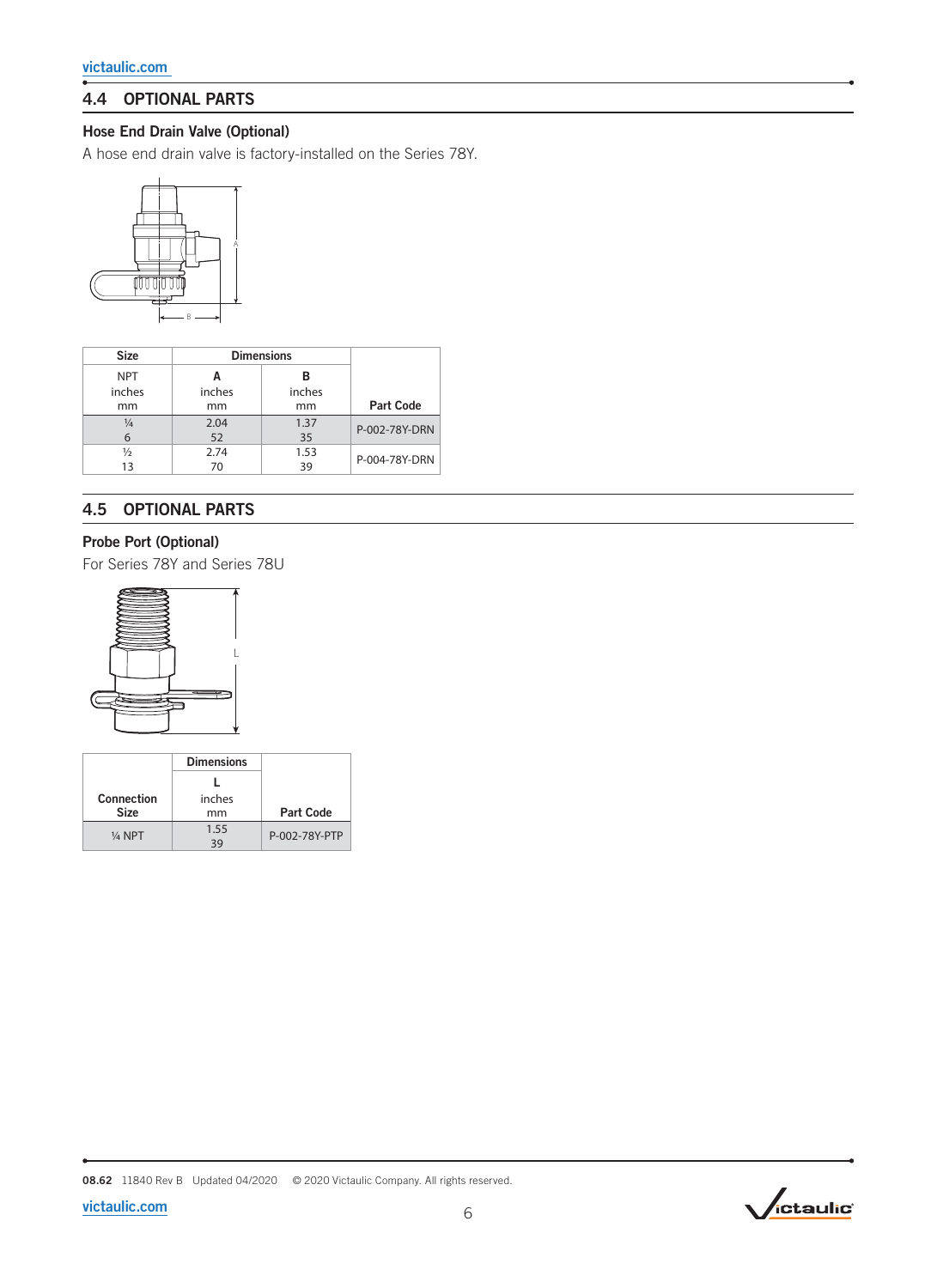## 4.4 OPTIONAL PARTS

### Hose End Drain Valve (Optional)

A hose end drain valve is factory-installed on the Series 78Y.

| Size | Dimensions | | |
|---|---|---|---|
| NPT inches mm | A inches mm | B inches mm | Part Code |
| ¼<br>6 | 2.04<br>52 | 1.37<br>35 | P-002-78Y-DRN |
| ½<br>13 | 2.74<br>70 | 1.53<br>39 | P-004-78Y-DRN |

## 4.5 OPTIONAL PARTS

### Probe Port (Optional)

For Series 78Y and Series 78U

| Connection Size | Dimensions L inches mm | Part Code |
|---|---|---|
| ¼ NPT | 1.55<br>39 | P-002-78Y-PTP |

08.62 11840 Rev B Updated 04/2020 © 2020 Victaulic Company. All rights reserved.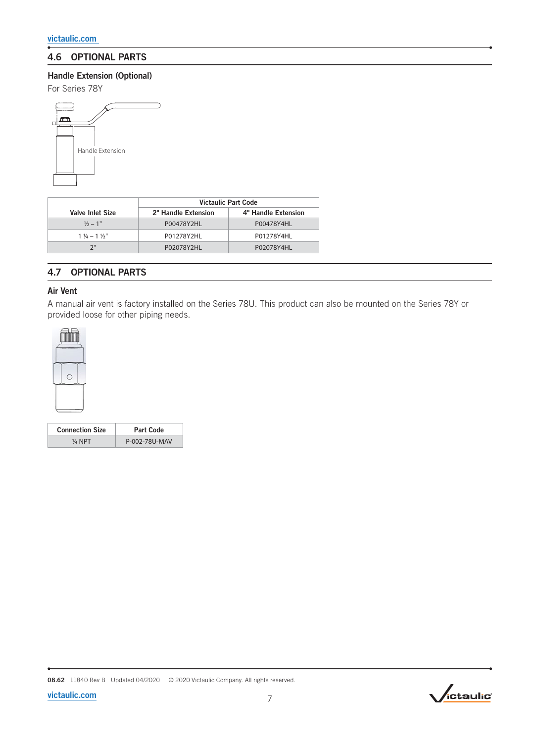## 4.6 OPTIONAL PARTS

### Handle Extension (Optional)

For Series 78Y

| Valve Inlet Size | Victaulic Part Code | |
|---|---|---|
| | 2" Handle Extension | 4" Handle Extension |
| ½ – 1" | P00478Y2HL | P00478Y4HL |
| 1 ¼ – 1 ½" | P01278Y2HL | P01278Y4HL |
| 2" | P02078Y2HL | P02078Y4HL |

## 4.7 OPTIONAL PARTS

### Air Vent

A manual air vent is factory installed on the Series 78U. This product can also be mounted on the Series 78Y or provided loose for other piping needs.

| Connection Size | Part Code |
|---|---|
| ¼ NPT | P-002-78U-MAV |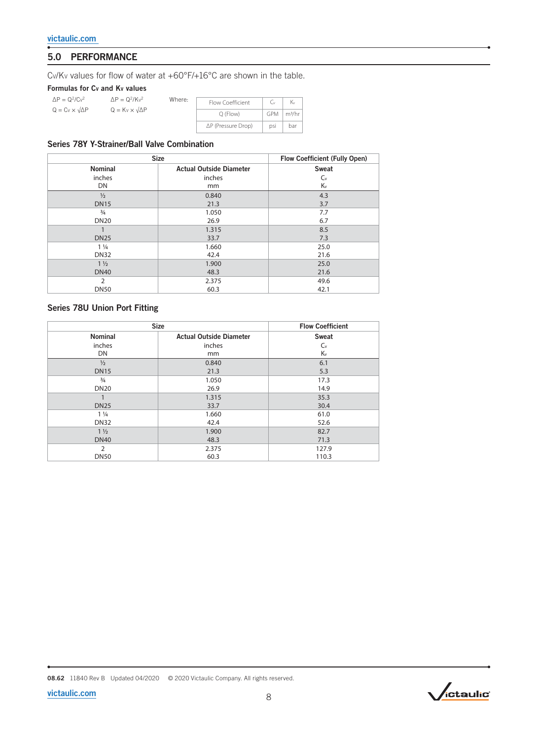## 5.0 PERFORMANCE

$C_v/K_v$ values for flow of water at +60°F/+16°C are shown in the table.

**Formulas for $C_v$ and $K_v$ values**

$\Delta P = Q^2/C_v^2$ $\qquad \Delta P = Q^2/K_v^2$

$Q = C_v \times \sqrt{\Delta P}$ $\qquad Q = K_v \times \sqrt{\Delta P}$

Where:

| Flow Coefficient | $C_v$ | $K_v$ |
|---|---|---|
| Q (Flow) | GPM | $m^3/hr$ |
| ΔP (Pressure Drop) | psi | bar |

### Series 78Y Y-Strainer/Ball Valve Combination

| Size | | Flow Coefficient (Fully Open) |
|---|---|---|
| **Nominal** inches DN | **Actual Outside Diameter** inches mm | **Sweat** $C_v$ $K_v$ |
| ½ DN15 | 0.840 21.3 | 4.3 3.7 |
| ¾ DN20 | 1.050 26.9 | 7.7 6.7 |
| 1 DN25 | 1.315 33.7 | 8.5 7.3 |
| 1 ¼ DN32 | 1.660 42.4 | 25.0 21.6 |
| 1 ½ DN40 | 1.900 48.3 | 25.0 21.6 |
| 2 DN50 | 2.375 60.3 | 49.6 42.1 |

### Series 78U Union Port Fitting

| Size | | Flow Coefficient |
|---|---|---|
| **Nominal** inches DN | **Actual Outside Diameter** inches mm | **Sweat** $C_v$ $K_v$ |
| ½ DN15 | 0.840 21.3 | 6.1 5.3 |
| ¾ DN20 | 1.050 26.9 | 17.3 14.9 |
| 1 DN25 | 1.315 33.7 | 35.3 30.4 |
| 1 ¼ DN32 | 1.660 42.4 | 61.0 52.6 |
| 1 ½ DN40 | 1.900 48.3 | 82.7 71.3 |
| 2 DN50 | 2.375 60.3 | 127.9 110.3 |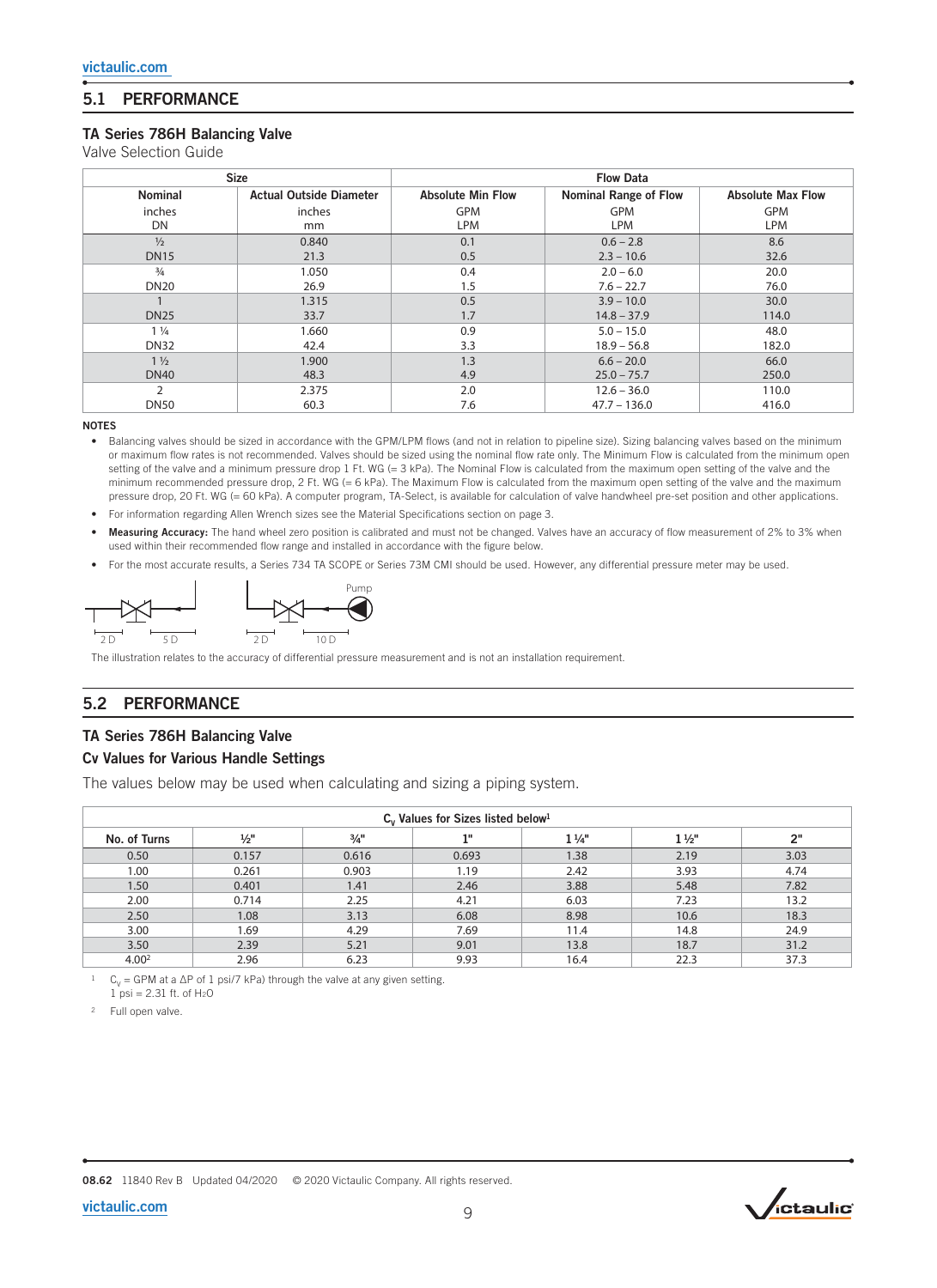## 5.1 PERFORMANCE

### TA Series 786H Balancing Valve

Valve Selection Guide

| Size | | Flow Data | | |
|---|---|---|---|---|
| Nominal<br>inches<br>DN | Actual Outside Diameter<br>inches<br>mm | Absolute Min Flow<br>GPM<br>LPM | Nominal Range of Flow<br>GPM<br>LPM | Absolute Max Flow<br>GPM<br>LPM |
| ½<br>DN15 | 0.840<br>21.3 | 0.1<br>0.5 | 0.6 – 2.8<br>2.3 – 10.6 | 8.6<br>32.6 |
| ¾<br>DN20 | 1.050<br>26.9 | 0.4<br>1.5 | 2.0 – 6.0<br>7.6 – 22.7 | 20.0<br>76.0 |
| 1<br>DN25 | 1.315<br>33.7 | 0.5<br>1.7 | 3.9 – 10.0<br>14.8 – 37.9 | 30.0<br>114.0 |
| 1 ¼<br>DN32 | 1.660<br>42.4 | 0.9<br>3.3 | 5.0 – 15.0<br>18.9 – 56.8 | 48.0<br>182.0 |
| 1 ½<br>DN40 | 1.900<br>48.3 | 1.3<br>4.9 | 6.6 – 20.0<br>25.0 – 75.7 | 66.0<br>250.0 |
| 2<br>DN50 | 2.375<br>60.3 | 2.0<br>7.6 | 12.6 – 36.0<br>47.7 – 136.0 | 110.0<br>416.0 |

**NOTES**

- Balancing valves should be sized in accordance with the GPM/LPM flows (and not in relation to pipeline size). Sizing balancing valves based on the minimum or maximum flow rates is not recommended. Valves should be sized using the nominal flow rate only. The Minimum Flow is calculated from the minimum open setting of the valve and a minimum pressure drop 1 Ft. WG (= 3 kPa). The Nominal Flow is calculated from the maximum open setting of the valve and the minimum recommended pressure drop, 2 Ft. WG (= 6 kPa). The Maximum Flow is calculated from the maximum open setting of the valve and the maximum pressure drop, 20 Ft. WG (= 60 kPa). A computer program, TA-Select, is available for calculation of valve handwheel pre-set position and other applications.
- For information regarding Allen Wrench sizes see the Material Specifications section on page 3.
- **Measuring Accuracy:** The hand wheel zero position is calibrated and must not be changed. Valves have an accuracy of flow measurement of 2% to 3% when used within their recommended flow range and installed in accordance with the figure below.
- For the most accurate results, a Series 734 TA SCOPE or Series 73M CMI should be used. However, any differential pressure meter may be used.

2 D    5 D    2 D    10 D    Pump

The illustration relates to the accuracy of differential pressure measurement and is not an installation requirement.

## 5.2 PERFORMANCE

### TA Series 786H Balancing Valve

### Cv Values for Various Handle Settings

The values below may be used when calculating and sizing a piping system.

| $C_v$ Values for Sizes listed below[1] | | | | | | |
|---|---|---|---|---|---|---|
| No. of Turns | ½" | ¾" | 1" | 1 ¼" | 1 ½" | 2" |
| 0.50 | 0.157 | 0.616 | 0.693 | 1.38 | 2.19 | 3.03 |
| 1.00 | 0.261 | 0.903 | 1.19 | 2.42 | 3.93 | 4.74 |
| 1.50 | 0.401 | 1.41 | 2.46 | 3.88 | 5.48 | 7.82 |
| 2.00 | 0.714 | 2.25 | 4.21 | 6.03 | 7.23 | 13.2 |
| 2.50 | 1.08 | 3.13 | 6.08 | 8.98 | 10.6 | 18.3 |
| 3.00 | 1.69 | 4.29 | 7.69 | 11.4 | 14.8 | 24.9 |
| 3.50 | 2.39 | 5.21 | 9.01 | 13.8 | 18.7 | 31.2 |
| 4.00[2] | 2.96 | 6.23 | 9.93 | 16.4 | 22.3 | 37.3 |

[1] $C_v$ = GPM at a ΔP of 1 psi/7 kPa) through the valve at any given setting.
1 psi = 2.31 ft. of $H_2O$

[2] Full open valve.

08.62 11840 Rev B Updated 04/2020 © 2020 Victaulic Company. All rights reserved.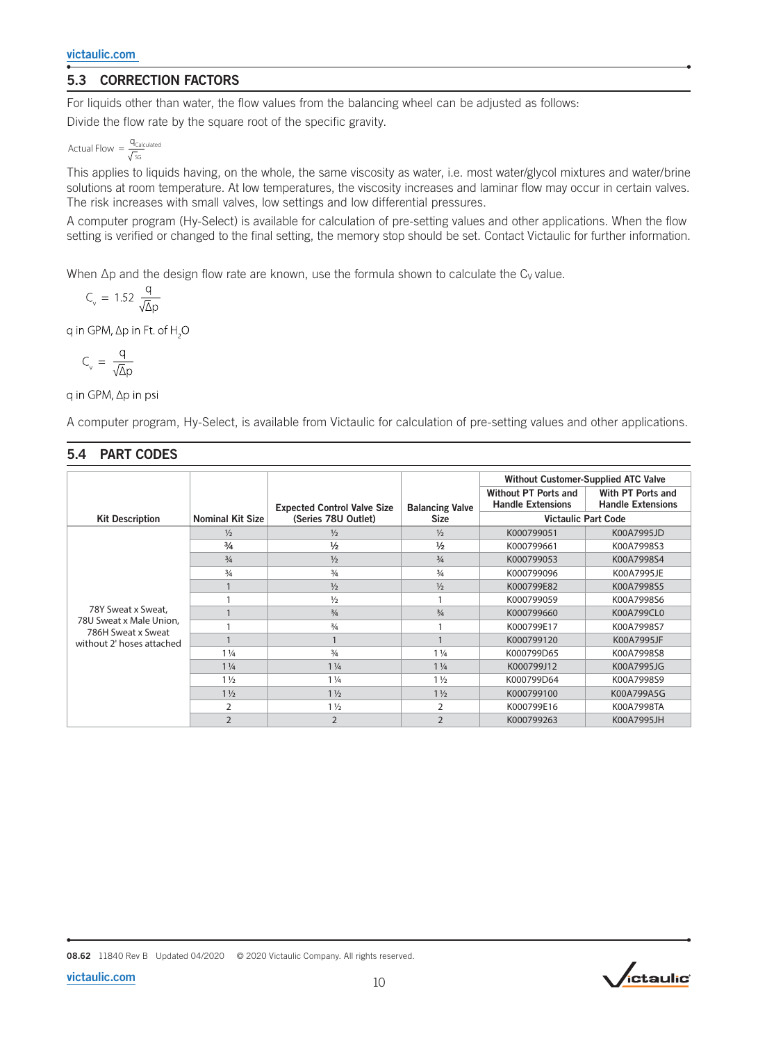## 5.3 CORRECTION FACTORS

For liquids other than water, the flow values from the balancing wheel can be adjusted as follows:

Divide the flow rate by the square root of the specific gravity.

$$\text{Actual Flow} = \frac{q_{Calculated}}{\sqrt{SG}}$$

This applies to liquids having, on the whole, the same viscosity as water, i.e. most water/glycol mixtures and water/brine solutions at room temperature. At low temperatures, the viscosity increases and laminar flow may occur in certain valves. The risk increases with small valves, low settings and low differential pressures.

A computer program (Hy-Select) is available for calculation of pre-setting values and other applications. When the flow setting is verified or changed to the final setting, the memory stop should be set. Contact Victaulic for further information.

When Δp and the design flow rate are known, use the formula shown to calculate the $C_V$ value.

$$C_v = 1.52 \frac{q}{\sqrt{\Delta p}}$$

q in GPM, Δp in Ft. of $H_2O$

$$C_v = \frac{q}{\sqrt{\Delta p}}$$

q in GPM, Δp in psi

A computer program, Hy-Select, is available from Victaulic for calculation of pre-setting values and other applications.

## 5.4 PART CODES

| Kit Description | Nominal Kit Size | Expected Control Valve Size (Series 78U Outlet) | Balancing Valve Size | Without Customer-Supplied ATC Valve | |
|---|---|---|---|---|---|
| | | | | Without PT Ports and Handle Extensions | With PT Ports and Handle Extensions |
| | | | | Victaulic Part Code | |
| 78Y Sweat x Sweat, 78U Sweat x Male Union, 786H Sweat x Sweat without 2' hoses attached | ½ | ½ | ½ | K000799051 | K00A7995JD |
| | ¾ | ½ | ½ | K000799661 | K00A7998S3 |
| | ¾ | ½ | ¾ | K000799053 | K00A7998S4 |
| | ¾ | ¾ | ¾ | K000799096 | K00A7995JE |
| | 1 | ½ | ½ | K000799E82 | K00A7998S5 |
| | 1 | ½ | 1 | K000799059 | K00A7998S6 |
| | 1 | ¾ | ¾ | K000799660 | K00A799CL0 |
| | 1 | ¾ | 1 | K000799E17 | K00A7998S7 |
| | 1 | 1 | 1 | K000799120 | K00A7995JF |
| | 1 ¼ | ¾ | 1 ¼ | K000799D65 | K00A7998S8 |
| | 1 ¼ | 1 ¼ | 1 ¼ | K000799J12 | K00A7995JG |
| | 1 ½ | 1 ¼ | 1 ½ | K000799D64 | K00A7998S9 |
| | 1 ½ | 1 ½ | 1 ½ | K000799100 | K00A799A5G |
| | 2 | 1 ½ | 2 | K000799E16 | K00A7998TA |
| | 2 | 2 | 2 | K000799263 | K00A7995JH |

08.62 11840 Rev B Updated 04/2020 © 2020 Victaulic Company. All rights reserved.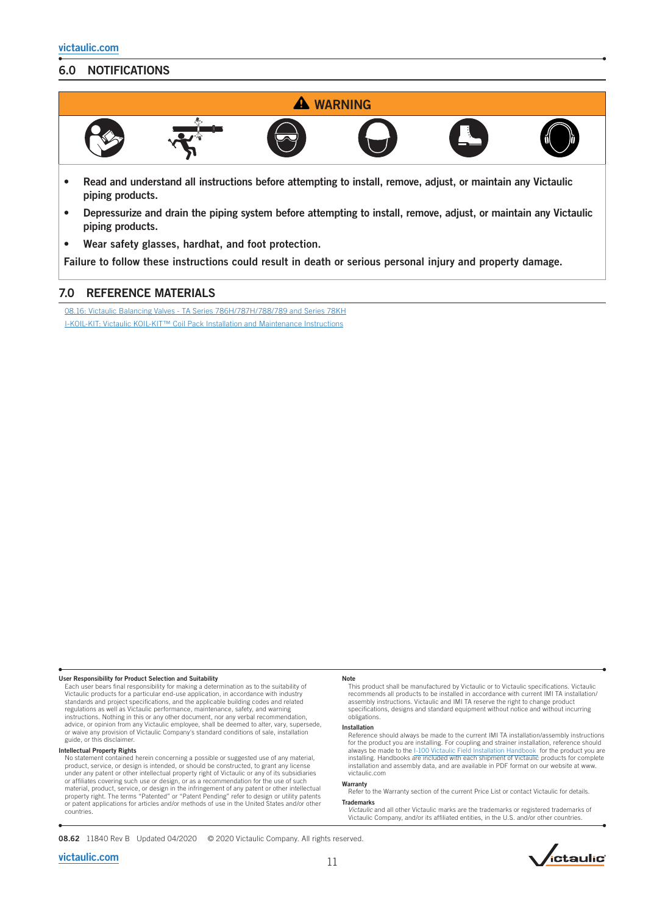## 6.0 NOTIFICATIONS

**⚠ WARNING**

- **Read and understand all instructions before attempting to install, remove, adjust, or maintain any Victaulic piping products.**
- **Depressurize and drain the piping system before attempting to install, remove, adjust, or maintain any Victaulic piping products.**
- **Wear safety glasses, hardhat, and foot protection.**

**Failure to follow these instructions could result in death or serious personal injury and property damage.**

## 7.0 REFERENCE MATERIALS

08.16: Victaulic Balancing Valves - TA Series 786H/787H/788/789 and Series 78KH

I-KOIL-KIT: Victaulic KOIL-KIT™ Coil Pack Installation and Maintenance Instructions

**User Responsibility for Product Selection and Suitability**

Each user bears final responsibility for making a determination as to the suitability of Victaulic products for a particular end-use application, in accordance with industry standards and project specifications, and the applicable building codes and related regulations as well as Victaulic performance, maintenance, safety, and warning instructions. Nothing in this or any other document, nor any verbal recommendation, advice, or opinion from any Victaulic employee, shall be deemed to alter, vary, supersede, or waive any provision of Victaulic Company's standard conditions of sale, installation guide, or this disclaimer.

**Intellectual Property Rights**

No statement contained herein concerning a possible or suggested use of any material, product, service, or design is intended, or should be constructed, to grant any license under any patent or other intellectual property right of Victaulic or any of its subsidiaries or affiliates covering such use or design, or as a recommendation for the use of such material, product, service, or design in the infringement of any patent or other intellectual property right. The terms "Patented" or "Patent Pending" refer to design or utility patents or patent applications for articles and/or methods of use in the United States and/or other countries.

**Note**

This product shall be manufactured by Victaulic or to Victaulic specifications. Victaulic recommends all products to be installed in accordance with current IMI TA installation/assembly instructions. Victaulic and IMI TA reserve the right to change product specifications, designs and standard equipment without notice and without incurring obligations.

**Installation**

Reference should always be made to the current IMI TA installation/assembly instructions for the product you are installing. For coupling and strainer installation, reference should always be made to the I-100 Victaulic Field Installation Handbook for the product you are installing. Handbooks are included with each shipment of Victaulic products for complete installation and assembly data, and are available in PDF format on our website at www.victaulic.com

**Warranty**

Refer to the Warranty section of the current Price List or contact Victaulic for details.

**Trademarks**

*Victaulic* and all other Victaulic marks are the trademarks or registered trademarks of Victaulic Company, and/or its affiliated entities, in the U.S. and/or other countries.

**08.62** 11840 Rev B Updated 04/2020 © 2020 Victaulic Company. All rights reserved.